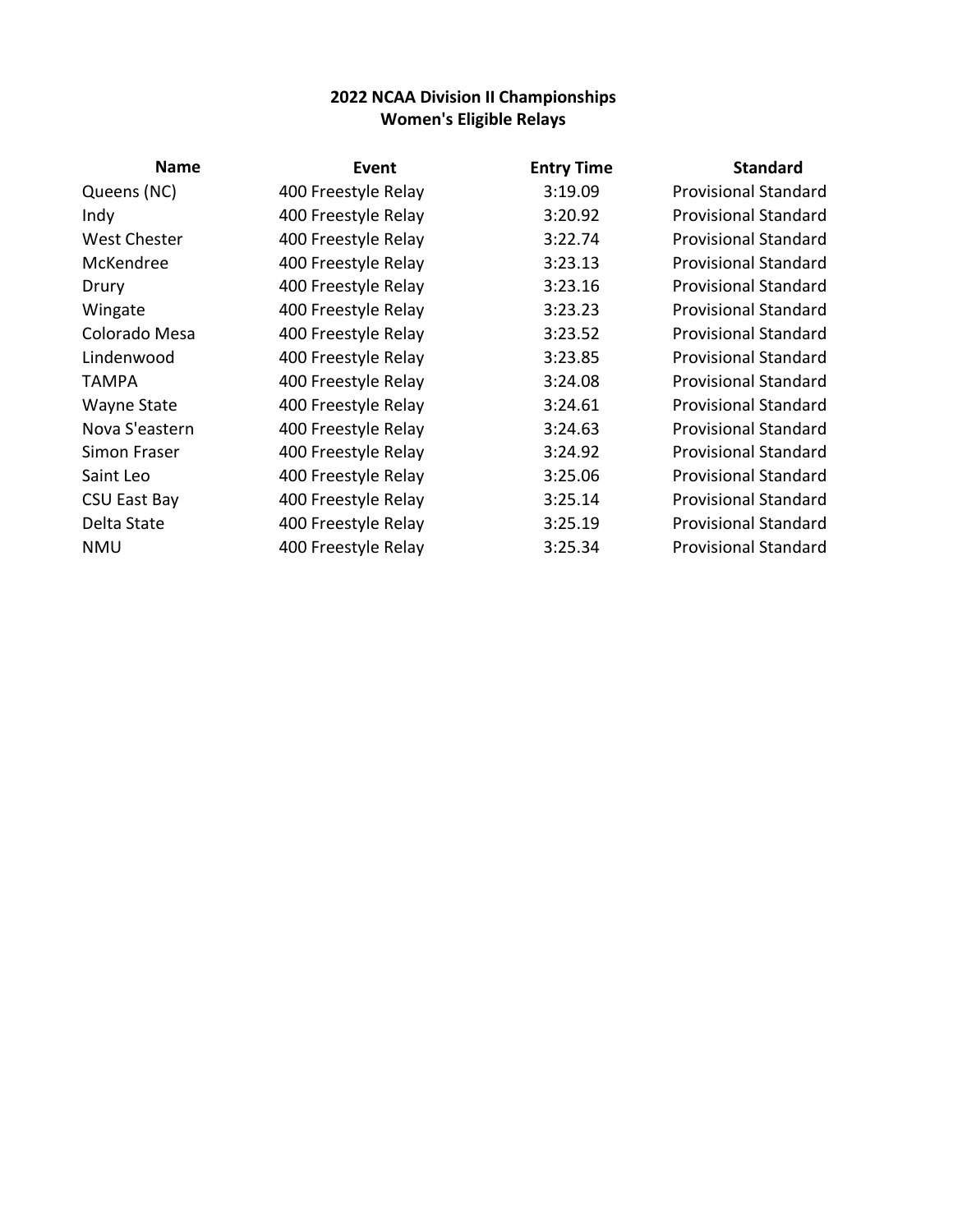# 2022 NCAA Division II Championships
## Women's Eligible Relays

| Name | Event | Entry Time | Standard |
|---|---|---|---|
| Queens (NC) | 400 Freestyle Relay | 3:19.09 | Provisional Standard |
| Indy | 400 Freestyle Relay | 3:20.92 | Provisional Standard |
| West Chester | 400 Freestyle Relay | 3:22.74 | Provisional Standard |
| McKendree | 400 Freestyle Relay | 3:23.13 | Provisional Standard |
| Drury | 400 Freestyle Relay | 3:23.16 | Provisional Standard |
| Wingate | 400 Freestyle Relay | 3:23.23 | Provisional Standard |
| Colorado Mesa | 400 Freestyle Relay | 3:23.52 | Provisional Standard |
| Lindenwood | 400 Freestyle Relay | 3:23.85 | Provisional Standard |
| TAMPA | 400 Freestyle Relay | 3:24.08 | Provisional Standard |
| Wayne State | 400 Freestyle Relay | 3:24.61 | Provisional Standard |
| Nova S'eastern | 400 Freestyle Relay | 3:24.63 | Provisional Standard |
| Simon Fraser | 400 Freestyle Relay | 3:24.92 | Provisional Standard |
| Saint Leo | 400 Freestyle Relay | 3:25.06 | Provisional Standard |
| CSU East Bay | 400 Freestyle Relay | 3:25.14 | Provisional Standard |
| Delta State | 400 Freestyle Relay | 3:25.19 | Provisional Standard |
| NMU | 400 Freestyle Relay | 3:25.34 | Provisional Standard |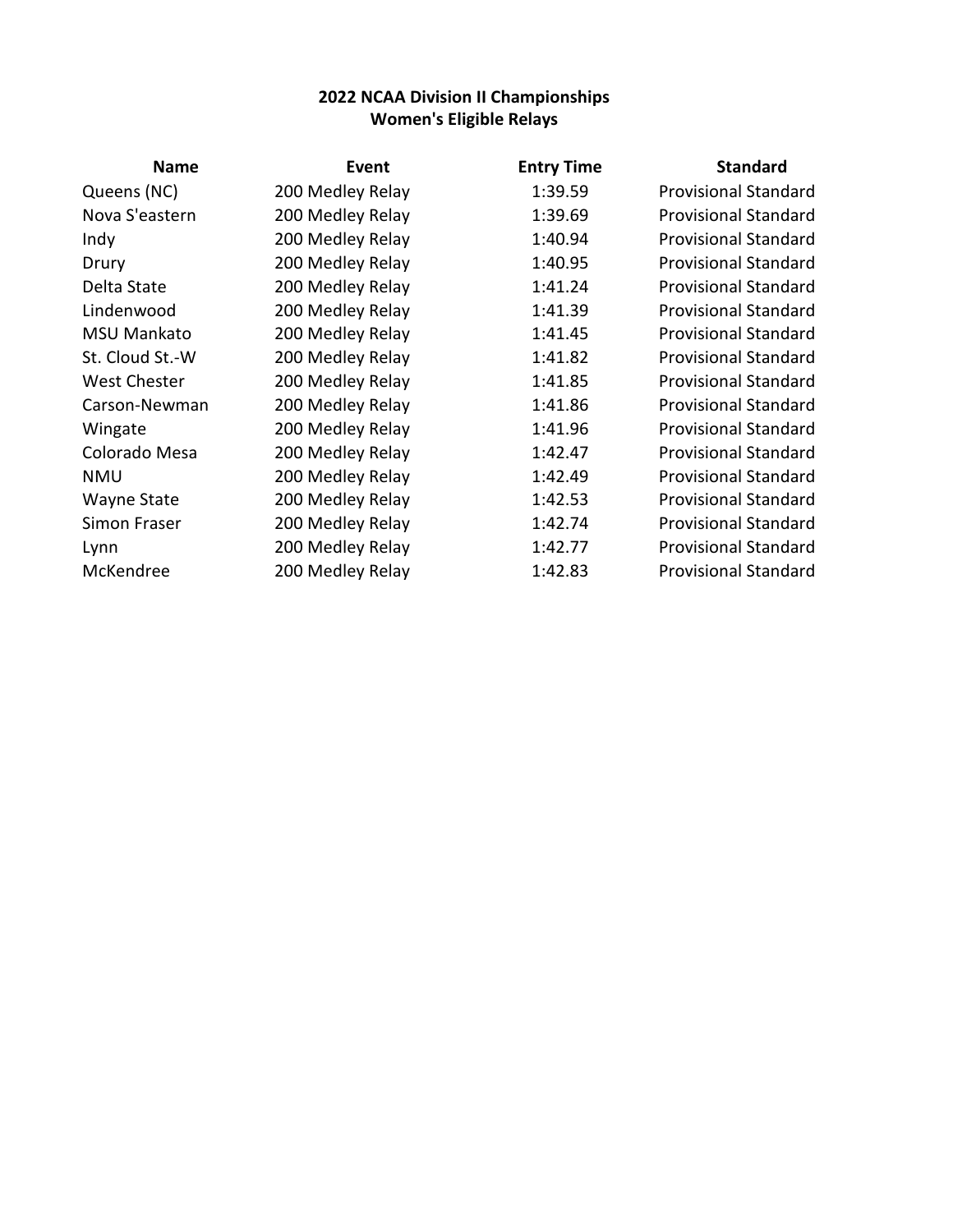## 2022 NCAA Division II Championships
## Women's Eligible Relays

| Name | Event | Entry Time | Standard |
|---|---|---|---|
| Queens (NC) | 200 Medley Relay | 1:39.59 | Provisional Standard |
| Nova S'eastern | 200 Medley Relay | 1:39.69 | Provisional Standard |
| Indy | 200 Medley Relay | 1:40.94 | Provisional Standard |
| Drury | 200 Medley Relay | 1:40.95 | Provisional Standard |
| Delta State | 200 Medley Relay | 1:41.24 | Provisional Standard |
| Lindenwood | 200 Medley Relay | 1:41.39 | Provisional Standard |
| MSU Mankato | 200 Medley Relay | 1:41.45 | Provisional Standard |
| St. Cloud St.-W | 200 Medley Relay | 1:41.82 | Provisional Standard |
| West Chester | 200 Medley Relay | 1:41.85 | Provisional Standard |
| Carson-Newman | 200 Medley Relay | 1:41.86 | Provisional Standard |
| Wingate | 200 Medley Relay | 1:41.96 | Provisional Standard |
| Colorado Mesa | 200 Medley Relay | 1:42.47 | Provisional Standard |
| NMU | 200 Medley Relay | 1:42.49 | Provisional Standard |
| Wayne State | 200 Medley Relay | 1:42.53 | Provisional Standard |
| Simon Fraser | 200 Medley Relay | 1:42.74 | Provisional Standard |
| Lynn | 200 Medley Relay | 1:42.77 | Provisional Standard |
| McKendree | 200 Medley Relay | 1:42.83 | Provisional Standard |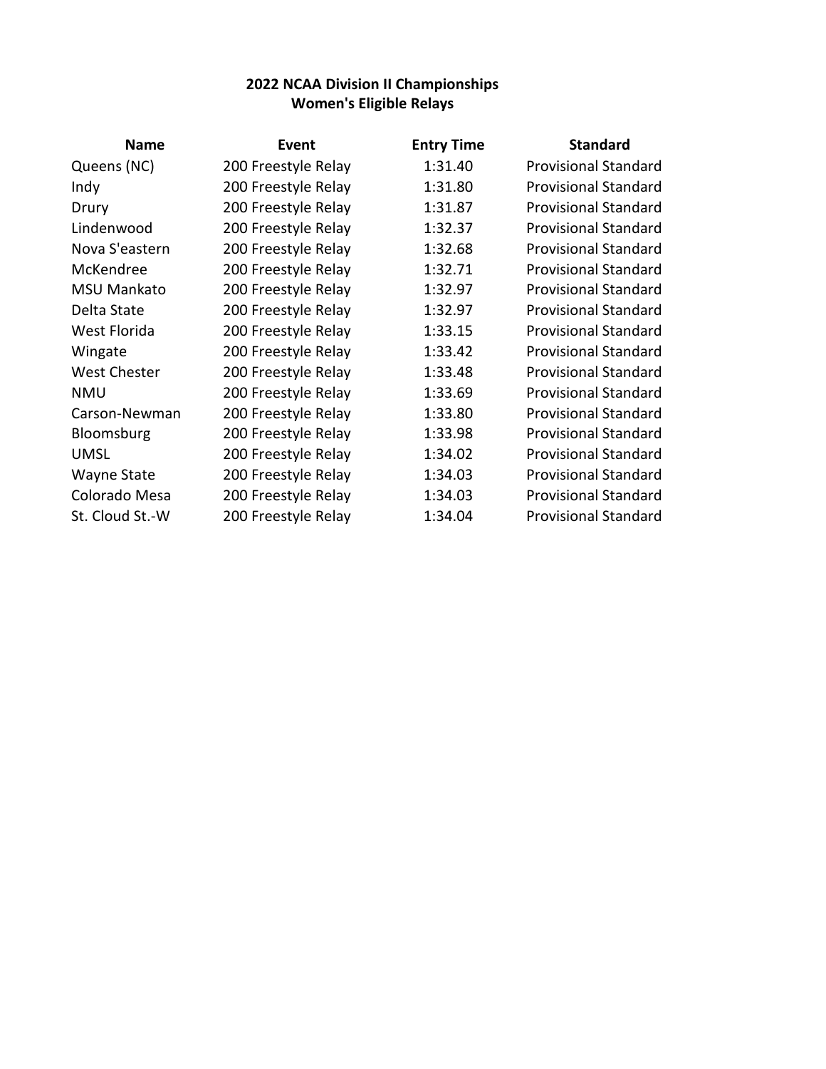## 2022 NCAA Division II Championships
## Women's Eligible Relays

| Name | Event | Entry Time | Standard |
| --- | --- | --- | --- |
| Queens (NC) | 200 Freestyle Relay | 1:31.40 | Provisional Standard |
| Indy | 200 Freestyle Relay | 1:31.80 | Provisional Standard |
| Drury | 200 Freestyle Relay | 1:31.87 | Provisional Standard |
| Lindenwood | 200 Freestyle Relay | 1:32.37 | Provisional Standard |
| Nova S'eastern | 200 Freestyle Relay | 1:32.68 | Provisional Standard |
| McKendree | 200 Freestyle Relay | 1:32.71 | Provisional Standard |
| MSU Mankato | 200 Freestyle Relay | 1:32.97 | Provisional Standard |
| Delta State | 200 Freestyle Relay | 1:32.97 | Provisional Standard |
| West Florida | 200 Freestyle Relay | 1:33.15 | Provisional Standard |
| Wingate | 200 Freestyle Relay | 1:33.42 | Provisional Standard |
| West Chester | 200 Freestyle Relay | 1:33.48 | Provisional Standard |
| NMU | 200 Freestyle Relay | 1:33.69 | Provisional Standard |
| Carson-Newman | 200 Freestyle Relay | 1:33.80 | Provisional Standard |
| Bloomsburg | 200 Freestyle Relay | 1:33.98 | Provisional Standard |
| UMSL | 200 Freestyle Relay | 1:34.02 | Provisional Standard |
| Wayne State | 200 Freestyle Relay | 1:34.03 | Provisional Standard |
| Colorado Mesa | 200 Freestyle Relay | 1:34.03 | Provisional Standard |
| St. Cloud St.-W | 200 Freestyle Relay | 1:34.04 | Provisional Standard |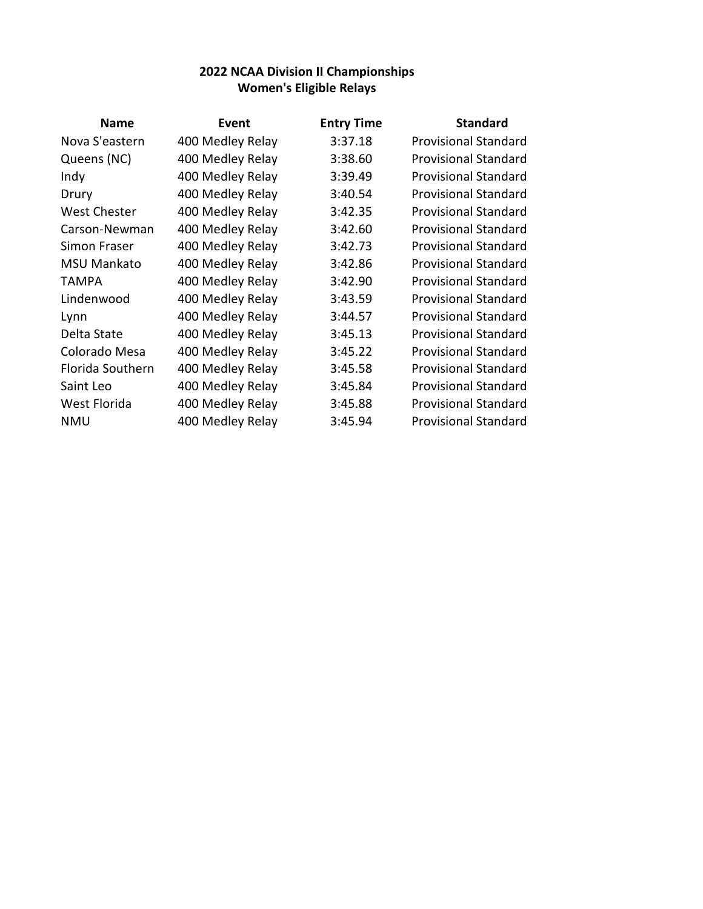## 2022 NCAA Division II Championships
## Women's Eligible Relays

| Name | Event | Entry Time | Standard |
|---|---|---|---|
| Nova S'eastern | 400 Medley Relay | 3:37.18 | Provisional Standard |
| Queens (NC) | 400 Medley Relay | 3:38.60 | Provisional Standard |
| Indy | 400 Medley Relay | 3:39.49 | Provisional Standard |
| Drury | 400 Medley Relay | 3:40.54 | Provisional Standard |
| West Chester | 400 Medley Relay | 3:42.35 | Provisional Standard |
| Carson-Newman | 400 Medley Relay | 3:42.60 | Provisional Standard |
| Simon Fraser | 400 Medley Relay | 3:42.73 | Provisional Standard |
| MSU Mankato | 400 Medley Relay | 3:42.86 | Provisional Standard |
| TAMPA | 400 Medley Relay | 3:42.90 | Provisional Standard |
| Lindenwood | 400 Medley Relay | 3:43.59 | Provisional Standard |
| Lynn | 400 Medley Relay | 3:44.57 | Provisional Standard |
| Delta State | 400 Medley Relay | 3:45.13 | Provisional Standard |
| Colorado Mesa | 400 Medley Relay | 3:45.22 | Provisional Standard |
| Florida Southern | 400 Medley Relay | 3:45.58 | Provisional Standard |
| Saint Leo | 400 Medley Relay | 3:45.84 | Provisional Standard |
| West Florida | 400 Medley Relay | 3:45.88 | Provisional Standard |
| NMU | 400 Medley Relay | 3:45.94 | Provisional Standard |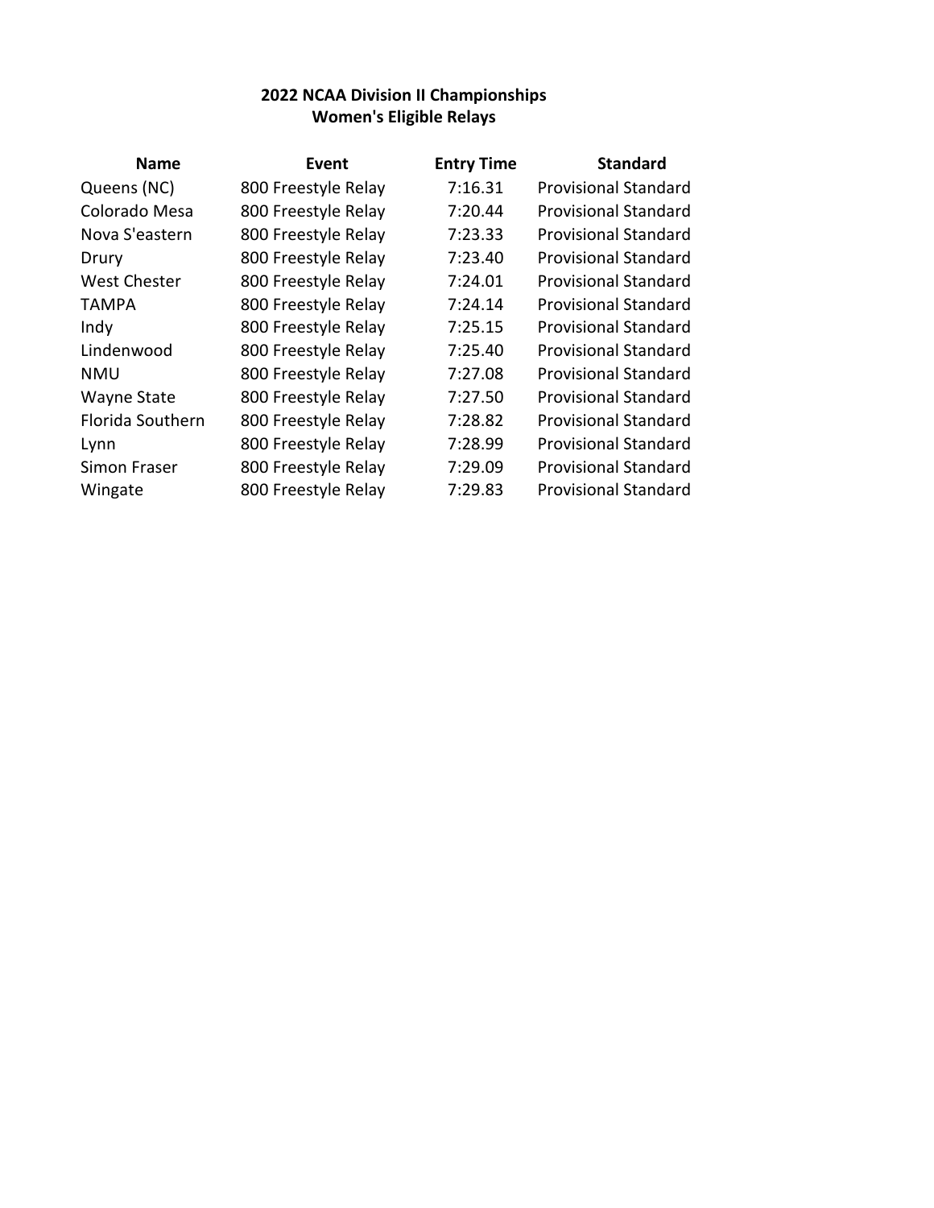**2022 NCAA Division II Championships**
**Women's Eligible Relays**

| Name | Event | Entry Time | Standard |
|---|---|---|---|
| Queens (NC) | 800 Freestyle Relay | 7:16.31 | Provisional Standard |
| Colorado Mesa | 800 Freestyle Relay | 7:20.44 | Provisional Standard |
| Nova S'eastern | 800 Freestyle Relay | 7:23.33 | Provisional Standard |
| Drury | 800 Freestyle Relay | 7:23.40 | Provisional Standard |
| West Chester | 800 Freestyle Relay | 7:24.01 | Provisional Standard |
| TAMPA | 800 Freestyle Relay | 7:24.14 | Provisional Standard |
| Indy | 800 Freestyle Relay | 7:25.15 | Provisional Standard |
| Lindenwood | 800 Freestyle Relay | 7:25.40 | Provisional Standard |
| NMU | 800 Freestyle Relay | 7:27.08 | Provisional Standard |
| Wayne State | 800 Freestyle Relay | 7:27.50 | Provisional Standard |
| Florida Southern | 800 Freestyle Relay | 7:28.82 | Provisional Standard |
| Lynn | 800 Freestyle Relay | 7:28.99 | Provisional Standard |
| Simon Fraser | 800 Freestyle Relay | 7:29.09 | Provisional Standard |
| Wingate | 800 Freestyle Relay | 7:29.83 | Provisional Standard |